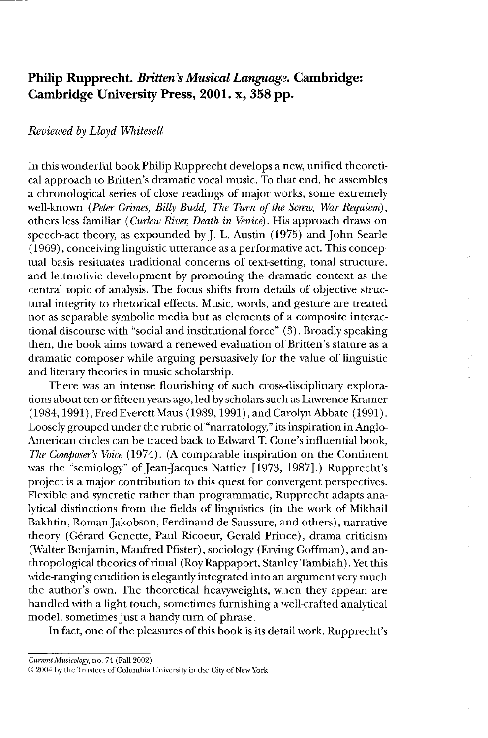# Philip Rupprecht. *Britten's Musical Language*. Cambridge: Cambridge University Press, 2001. x, 358 pp.

*Reviewed by Lloyd Whitesell*

In this wonderful book Philip Rupprecht develops a new, unified theoretical approach to Britten's dramatic vocal music. To that end, he assembles a chronological series of close readings of major works, some extremely well-known (*Peter Grimes, Billy Budd, The Turn of the Screw, War Requiem*), others less familiar (*Curlew River, Death in Venice*). His approach draws on speech-act theory, as expounded by J. L. Austin (1975) and John Searle (1969), conceiving linguistic utterance as a performative act. This conceptual basis resituates traditional concerns of text-setting, tonal structure, and leitmotivic development by promoting the dramatic context as the central topic of analysis. The focus shifts from details of objective structural integrity to rhetorical effects. Music, words, and gesture are treated not as separable symbolic media but as elements of a composite interactional discourse with "social and institutional force" (3). Broadly speaking then, the book aims toward a renewed evaluation of Britten's stature as a dramatic composer while arguing persuasively for the value of linguistic and literary theories in music scholarship.

There was an intense flourishing of such cross-disciplinary explorations about ten or fifteen years ago, led by scholars such as Lawrence Kramer (1984, 1991), Fred Everett Maus (1989, 1991), and Carolyn Abbate (1991). Loosely grouped under the rubric of "narratology," its inspiration in Anglo-American circles can be traced back to Edward T. Cone's influential book, *The Composer's Voice* (1974). (A comparable inspiration on the Continent was the "semiology" of Jean-Jacques Nattiez [1973, 1987].) Rupprecht's project is a major contribution to this quest for convergent perspectives. Flexible and syncretic rather than programmatic, Rupprecht adapts analytical distinctions from the fields of linguistics (in the work of Mikhail Bakhtin, Roman Jakobson, Ferdinand de Saussure, and others), narrative theory (Gérard Genette, Paul Ricoeur, Gerald Prince), drama criticism (Walter Benjamin, Manfred Pfister), sociology (Erving Goffman), and anthropological theories of ritual (Roy Rappaport, Stanley Tambiah). Yet this wide-ranging erudition is elegantly integrated into an argument very much the author's own. The theoretical heavyweights, when they appear, are handled with a light touch, sometimes furnishing a well-crafted analytical model, sometimes just a handy turn of phrase.

In fact, one of the pleasures of this book is its detail work. Rupprecht's

*Current Musicology*, no. 74 (Fall 2002)
© 2004 by the Trustees of Columbia University in the City of New York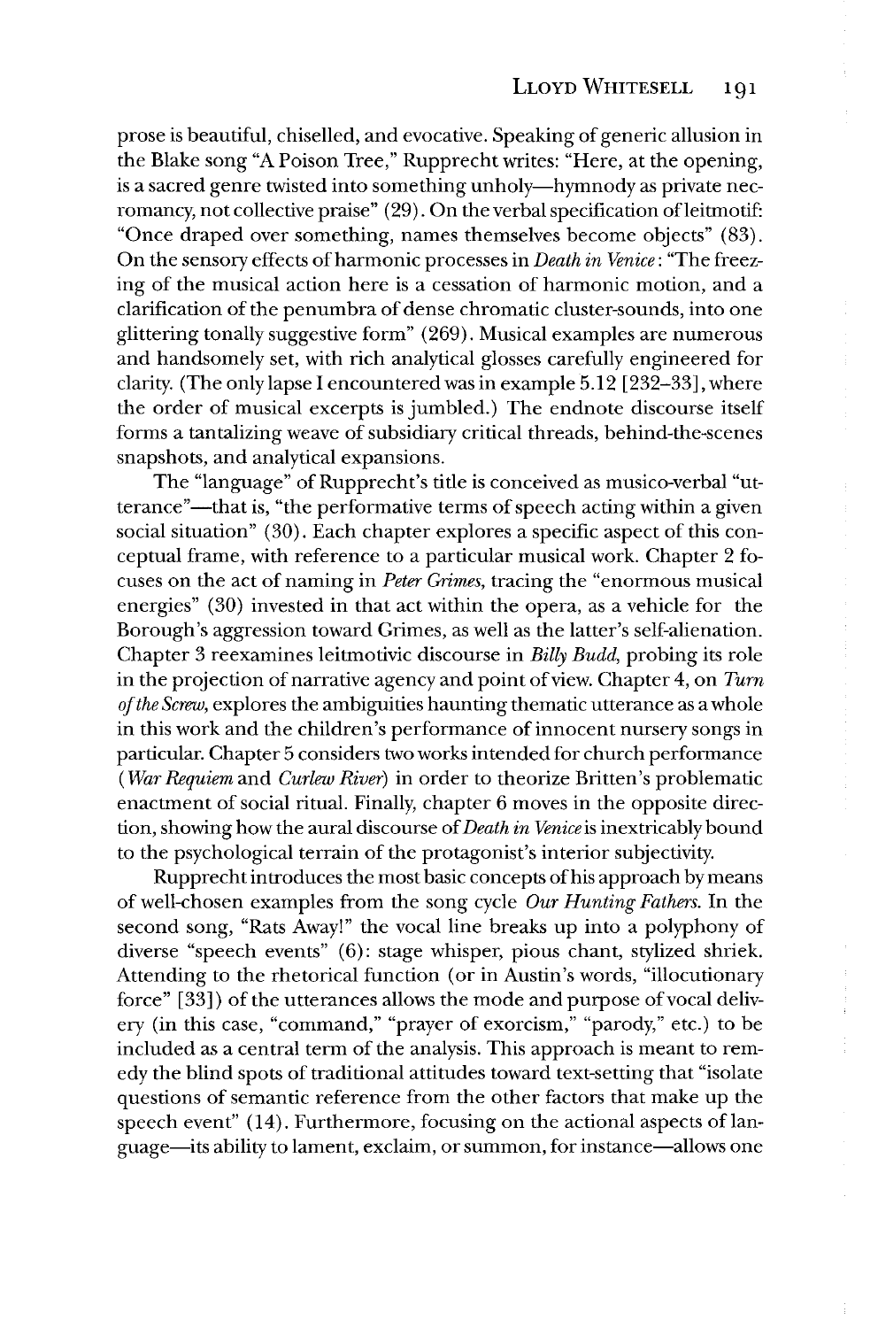prose is beautiful, chiselled, and evocative. Speaking of generic allusion in the Blake song "A Poison Tree," Rupprecht writes: "Here, at the opening, is a sacred genre twisted into something unholy—hymnody as private necromancy, not collective praise" (29). On the verbal specification of leitmotif: "Once draped over something, names themselves become objects" (83). On the sensory effects of harmonic processes in *Death in Venice*: "The freezing of the musical action here is a cessation of harmonic motion, and a clarification of the penumbra of dense chromatic cluster-sounds, into one glittering tonally suggestive form" (269). Musical examples are numerous and handsomely set, with rich analytical glosses carefully engineered for clarity. (The only lapse I encountered was in example 5.12 [232–33], where the order of musical excerpts is jumbled.) The endnote discourse itself forms a tantalizing weave of subsidiary critical threads, behind-the-scenes snapshots, and analytical expansions.

The "language" of Rupprecht's title is conceived as musico-verbal "utterance"—that is, "the performative terms of speech acting within a given social situation" (30). Each chapter explores a specific aspect of this conceptual frame, with reference to a particular musical work. Chapter 2 focuses on the act of naming in *Peter Grimes*, tracing the "enormous musical energies" (30) invested in that act within the opera, as a vehicle for the Borough's aggression toward Grimes, as well as the latter's self-alienation. Chapter 3 reexamines leitmotivic discourse in *Billy Budd*, probing its role in the projection of narrative agency and point of view. Chapter 4, on *Turn of the Screw*, explores the ambiguities haunting thematic utterance as a whole in this work and the children's performance of innocent nursery songs in particular. Chapter 5 considers two works intended for church performance (*War Requiem* and *Curlew River*) in order to theorize Britten's problematic enactment of social ritual. Finally, chapter 6 moves in the opposite direction, showing how the aural discourse of *Death in Venice* is inextricably bound to the psychological terrain of the protagonist's interior subjectivity.

Rupprecht introduces the most basic concepts of his approach by means of well-chosen examples from the song cycle *Our Hunting Fathers*. In the second song, "Rats Away!" the vocal line breaks up into a polyphony of diverse "speech events" (6): stage whisper, pious chant, stylized shriek. Attending to the rhetorical function (or in Austin's words, "illocutionary force" [33]) of the utterances allows the mode and purpose of vocal delivery (in this case, "command," "prayer of exorcism," "parody," etc.) to be included as a central term of the analysis. This approach is meant to remedy the blind spots of traditional attitudes toward text-setting that "isolate questions of semantic reference from the other factors that make up the speech event" (14). Furthermore, focusing on the actional aspects of language—its ability to lament, exclaim, or summon, for instance—allows one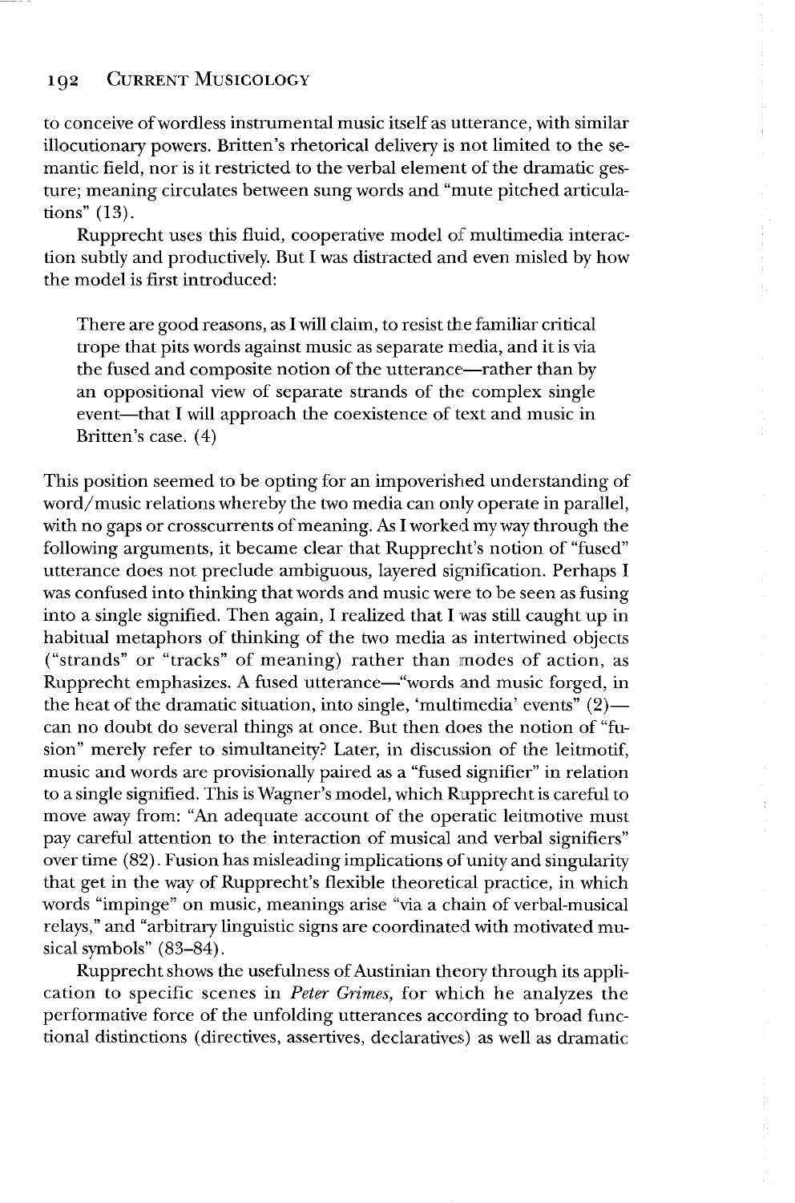to conceive of wordless instrumental music itself as utterance, with similar illocutionary powers. Britten's rhetorical delivery is not limited to the semantic field, nor is it restricted to the verbal element of the dramatic gesture; meaning circulates between sung words and "mute pitched articulations" (13).

Rupprecht uses this fluid, cooperative model of multimedia interaction subtly and productively. But I was distracted and even misled by how the model is first introduced:

> There are good reasons, as I will claim, to resist the familiar critical trope that pits words against music as separate media, and it is via the fused and composite notion of the utterance—rather than by an oppositional view of separate strands of the complex single event—that I will approach the coexistence of text and music in Britten's case. (4)

This position seemed to be opting for an impoverished understanding of word/music relations whereby the two media can only operate in parallel, with no gaps or crosscurrents of meaning. As I worked my way through the following arguments, it became clear that Rupprecht's notion of "fused" utterance does not preclude ambiguous, layered signification. Perhaps I was confused into thinking that words and music were to be seen as fusing into a single signified. Then again, I realized that I was still caught up in habitual metaphors of thinking of the two media as intertwined objects ("strands" or "tracks" of meaning) rather than modes of action, as Rupprecht emphasizes. A fused utterance—"words and music forged, in the heat of the dramatic situation, into single, 'multimedia' events" (2)—can no doubt do several things at once. But then does the notion of "fusion" merely refer to simultaneity? Later, in discussion of the leitmotif, music and words are provisionally paired as a "fused signifier" in relation to a single signified. This is Wagner's model, which Rupprecht is careful to move away from: "An adequate account of the operatic leitmotive must pay careful attention to the interaction of musical and verbal signifiers" over time (82). Fusion has misleading implications of unity and singularity that get in the way of Rupprecht's flexible theoretical practice, in which words "impinge" on music, meanings arise "via a chain of verbal-musical relays," and "arbitrary linguistic signs are coordinated with motivated musical symbols" (83–84).

Rupprecht shows the usefulness of Austinian theory through its application to specific scenes in *Peter Grimes*, for which he analyzes the performative force of the unfolding utterances according to broad functional distinctions (directives, assertives, declaratives) as well as dramatic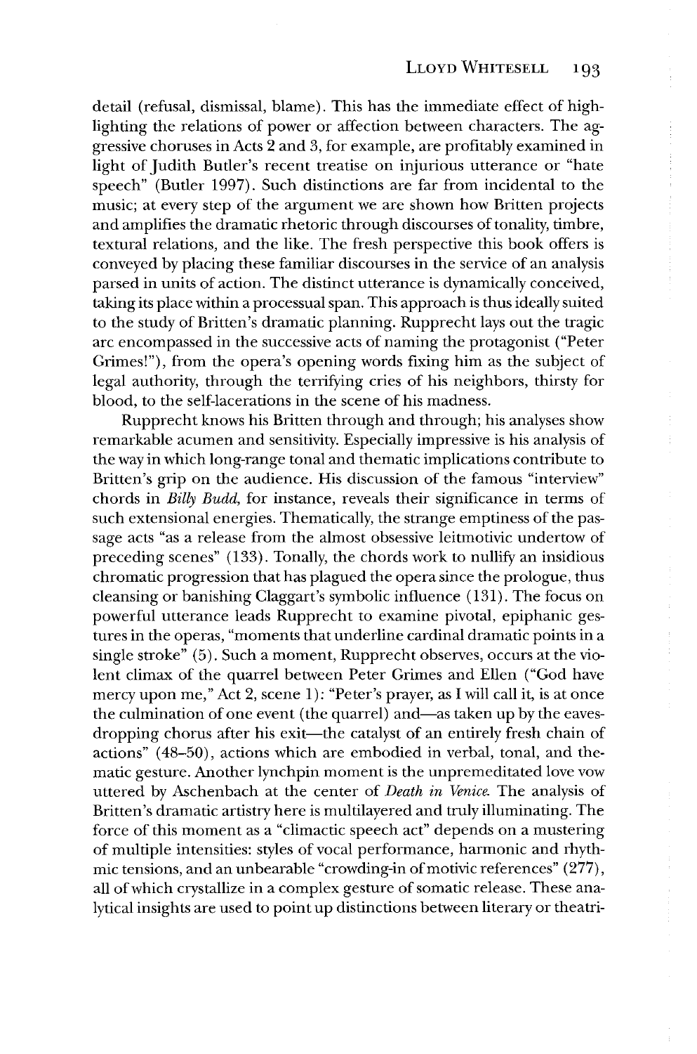detail (refusal, dismissal, blame). This has the immediate effect of highlighting the relations of power or affection between characters. The aggressive choruses in Acts 2 and 3, for example, are profitably examined in light of Judith Butler's recent treatise on injurious utterance or "hate speech" (Butler 1997). Such distinctions are far from incidental to the music; at every step of the argument we are shown how Britten projects and amplifies the dramatic rhetoric through discourses of tonality, timbre, textural relations, and the like. The fresh perspective this book offers is conveyed by placing these familiar discourses in the service of an analysis parsed in units of action. The distinct utterance is dynamically conceived, taking its place within a processual span. This approach is thus ideally suited to the study of Britten's dramatic planning. Rupprecht lays out the tragic arc encompassed in the successive acts of naming the protagonist ("Peter Grimes!"), from the opera's opening words fixing him as the subject of legal authority, through the terrifying cries of his neighbors, thirsty for blood, to the self-lacerations in the scene of his madness.

Rupprecht knows his Britten through and through; his analyses show remarkable acumen and sensitivity. Especially impressive is his analysis of the way in which long-range tonal and thematic implications contribute to Britten's grip on the audience. His discussion of the famous "interview" chords in *Billy Budd*, for instance, reveals their significance in terms of such extensional energies. Thematically, the strange emptiness of the passage acts "as a release from the almost obsessive leitmotivic undertow of preceding scenes" (133). Tonally, the chords work to nullify an insidious chromatic progression that has plagued the opera since the prologue, thus cleansing or banishing Claggart's symbolic influence (131). The focus on powerful utterance leads Rupprecht to examine pivotal, epiphanic gestures in the operas, "moments that underline cardinal dramatic points in a single stroke" (5). Such a moment, Rupprecht observes, occurs at the violent climax of the quarrel between Peter Grimes and Ellen ("God have mercy upon me," Act 2, scene 1): "Peter's prayer, as I will call it, is at once the culmination of one event (the quarrel) and—as taken up by the eavesdropping chorus after his exit—the catalyst of an entirely fresh chain of actions" (48–50), actions which are embodied in verbal, tonal, and thematic gesture. Another lynchpin moment is the unpremeditated love vow uttered by Aschenbach at the center of *Death in Venice*. The analysis of Britten's dramatic artistry here is multilayered and truly illuminating. The force of this moment as a "climactic speech act" depends on a mustering of multiple intensities: styles of vocal performance, harmonic and rhythmic tensions, and an unbearable "crowding-in of motivic references" (277), all of which crystallize in a complex gesture of somatic release. These analytical insights are used to point up distinctions between literary or theatri-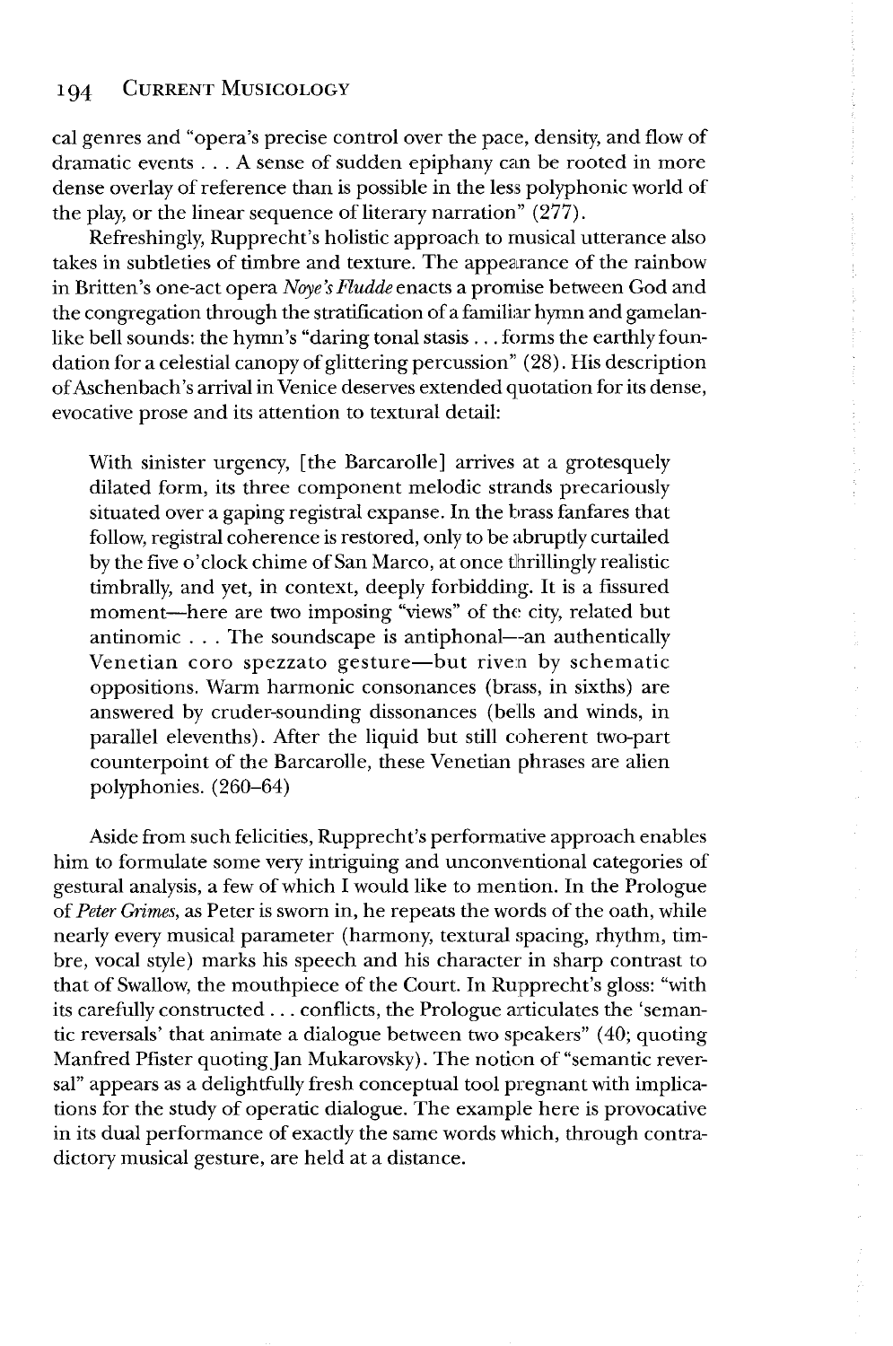cal genres and "opera's precise control over the pace, density, and flow of dramatic events . . . A sense of sudden epiphany can be rooted in more dense overlay of reference than is possible in the less polyphonic world of the play, or the linear sequence of literary narration" (277).

Refreshingly, Rupprecht's holistic approach to musical utterance also takes in subtleties of timbre and texture. The appearance of the rainbow in Britten's one-act opera *Noye's Fludde* enacts a promise between God and the congregation through the stratification of a familiar hymn and gamelan-like bell sounds: the hymn's "daring tonal stasis . . . forms the earthly foundation for a celestial canopy of glittering percussion" (28). His description of Aschenbach's arrival in Venice deserves extended quotation for its dense, evocative prose and its attention to textural detail:

> With sinister urgency, [the Barcarolle] arrives at a grotesquely dilated form, its three component melodic strands precariously situated over a gaping registral expanse. In the brass fanfares that follow, registral coherence is restored, only to be abruptly curtailed by the five o'clock chime of San Marco, at once thrillingly realistic timbrally, and yet, in context, deeply forbidding. It is a fissured moment—here are two imposing "views" of the city, related but antinomic . . . The soundscape is antiphonal—an authentically Venetian coro spezzato gesture—but riven by schematic oppositions. Warm harmonic consonances (brass, in sixths) are answered by cruder-sounding dissonances (bells and winds, in parallel elevenths). After the liquid but still coherent two-part counterpoint of the Barcarolle, these Venetian phrases are alien polyphonies. (260–64)

Aside from such felicities, Rupprecht's performative approach enables him to formulate some very intriguing and unconventional categories of gestural analysis, a few of which I would like to mention. In the Prologue of *Peter Grimes*, as Peter is sworn in, he repeats the words of the oath, while nearly every musical parameter (harmony, textural spacing, rhythm, timbre, vocal style) marks his speech and his character in sharp contrast to that of Swallow, the mouthpiece of the Court. In Rupprecht's gloss: "with its carefully constructed . . . conflicts, the Prologue articulates the 'semantic reversals' that animate a dialogue between two speakers" (40; quoting Manfred Pfister quoting Jan Mukarovsky). The notion of "semantic reversal" appears as a delightfully fresh conceptual tool pregnant with implications for the study of operatic dialogue. The example here is provocative in its dual performance of exactly the same words which, through contradictory musical gesture, are held at a distance.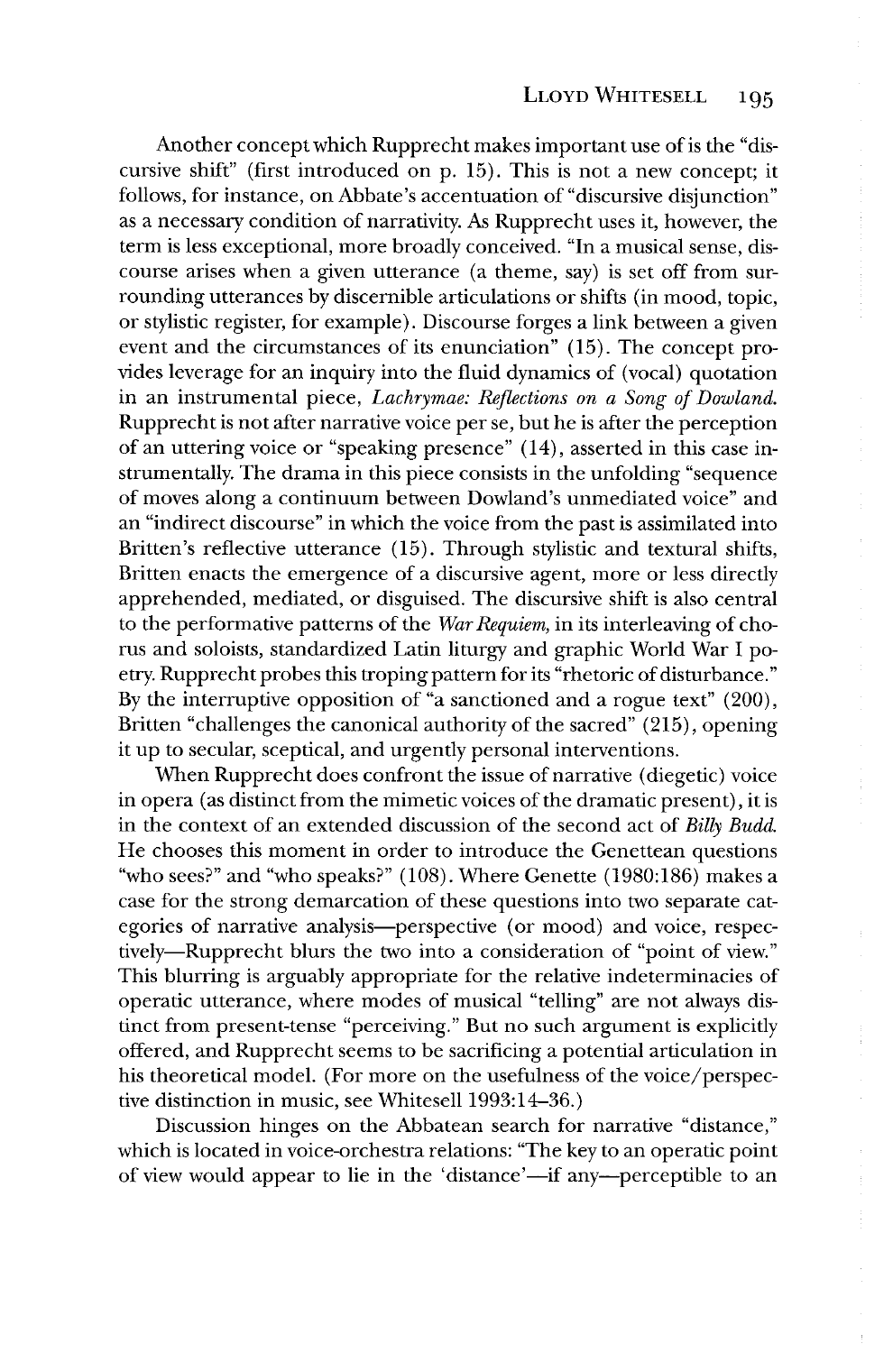Another concept which Rupprecht makes important use of is the "discursive shift" (first introduced on p. 15). This is not a new concept; it follows, for instance, on Abbate's accentuation of "discursive disjunction" as a necessary condition of narrativity. As Rupprecht uses it, however, the term is less exceptional, more broadly conceived. "In a musical sense, discourse arises when a given utterance (a theme, say) is set off from surrounding utterances by discernible articulations or shifts (in mood, topic, or stylistic register, for example). Discourse forges a link between a given event and the circumstances of its enunciation" (15). The concept provides leverage for an inquiry into the fluid dynamics of (vocal) quotation in an instrumental piece, *Lachrymae: Reflections on a Song of Dowland.* Rupprecht is not after narrative voice per se, but he is after the perception of an uttering voice or "speaking presence" (14), asserted in this case instrumentally. The drama in this piece consists in the unfolding "sequence of moves along a continuum between Dowland's unmediated voice" and an "indirect discourse" in which the voice from the past is assimilated into Britten's reflective utterance (15). Through stylistic and textural shifts, Britten enacts the emergence of a discursive agent, more or less directly apprehended, mediated, or disguised. The discursive shift is also central to the performative patterns of the *War Requiem,* in its interleaving of chorus and soloists, standardized Latin liturgy and graphic World War I poetry. Rupprecht probes this troping pattern for its "rhetoric of disturbance." By the interruptive opposition of "a sanctioned and a rogue text" (200), Britten "challenges the canonical authority of the sacred" (215), opening it up to secular, sceptical, and urgently personal interventions.

When Rupprecht does confront the issue of narrative (diegetic) voice in opera (as distinct from the mimetic voices of the dramatic present), it is in the context of an extended discussion of the second act of *Billy Budd.* He chooses this moment in order to introduce the Genettean questions "who sees?" and "who speaks?" (108). Where Genette (1980:186) makes a case for the strong demarcation of these questions into two separate categories of narrative analysis—perspective (or mood) and voice, respectively—Rupprecht blurs the two into a consideration of "point of view." This blurring is arguably appropriate for the relative indeterminacies of operatic utterance, where modes of musical "telling" are not always distinct from present-tense "perceiving." But no such argument is explicitly offered, and Rupprecht seems to be sacrificing a potential articulation in his theoretical model. (For more on the usefulness of the voice/perspective distinction in music, see Whitesell 1993:14–36.)

Discussion hinges on the Abbatean search for narrative "distance," which is located in voice-orchestra relations: "The key to an operatic point of view would appear to lie in the 'distance'—if any—perceptible to an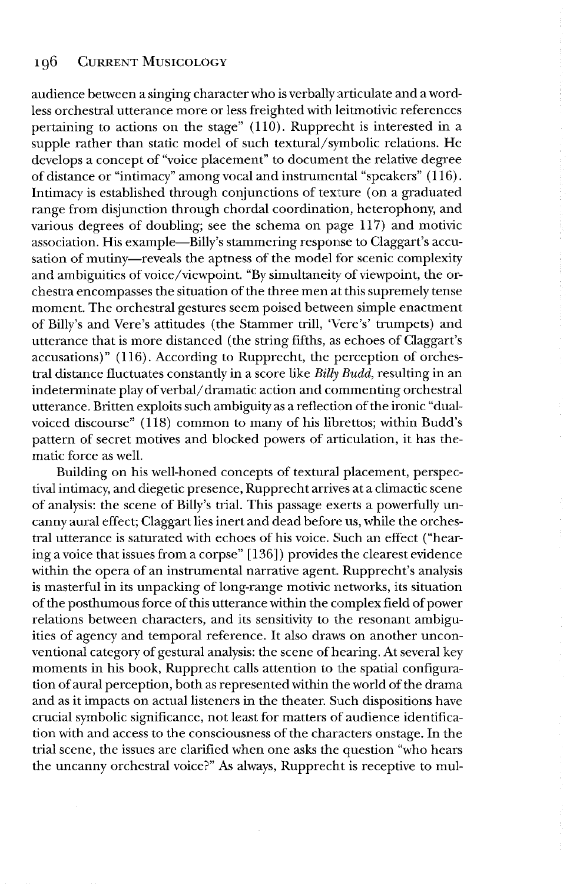audience between a singing character who is verbally articulate and a wordless orchestral utterance more or less freighted with leitmotivic references pertaining to actions on the stage" (110). Rupprecht is interested in a supple rather than static model of such textural/symbolic relations. He develops a concept of "voice placement" to document the relative degree of distance or "intimacy" among vocal and instrumental "speakers" (116). Intimacy is established through conjunctions of texture (on a graduated range from disjunction through chordal coordination, heterophony, and various degrees of doubling; see the schema on page 117) and motivic association. His example—Billy's stammering response to Claggart's accusation of mutiny—reveals the aptness of the model for scenic complexity and ambiguities of voice/viewpoint. "By simultaneity of viewpoint, the orchestra encompasses the situation of the three men at this supremely tense moment. The orchestral gestures seem poised between simple enactment of Billy's and Vere's attitudes (the Stammer trill, 'Vere's' trumpets) and utterance that is more distanced (the string fifths, as echoes of Claggart's accusations)" (116). According to Rupprecht, the perception of orchestral distance fluctuates constantly in a score like *Billy Budd*, resulting in an indeterminate play of verbal/dramatic action and commenting orchestral utterance. Britten exploits such ambiguity as a reflection of the ironic "dual-voiced discourse" (118) common to many of his librettos; within Budd's pattern of secret motives and blocked powers of articulation, it has thematic force as well.

Building on his well-honed concepts of textural placement, perspectival intimacy, and diegetic presence, Rupprecht arrives at a climactic scene of analysis: the scene of Billy's trial. This passage exerts a powerfully uncanny aural effect; Claggart lies inert and dead before us, while the orchestral utterance is saturated with echoes of his voice. Such an effect ("hearing a voice that issues from a corpse" [136]) provides the clearest evidence within the opera of an instrumental narrative agent. Rupprecht's analysis is masterful in its unpacking of long-range motivic networks, its situation of the posthumous force of this utterance within the complex field of power relations between characters, and its sensitivity to the resonant ambiguities of agency and temporal reference. It also draws on another unconventional category of gestural analysis: the scene of hearing. At several key moments in his book, Rupprecht calls attention to the spatial configuration of aural perception, both as represented within the world of the drama and as it impacts on actual listeners in the theater. Such dispositions have crucial symbolic significance, not least for matters of audience identification with and access to the consciousness of the characters onstage. In the trial scene, the issues are clarified when one asks the question "who hears the uncanny orchestral voice?" As always, Rupprecht is receptive to mul-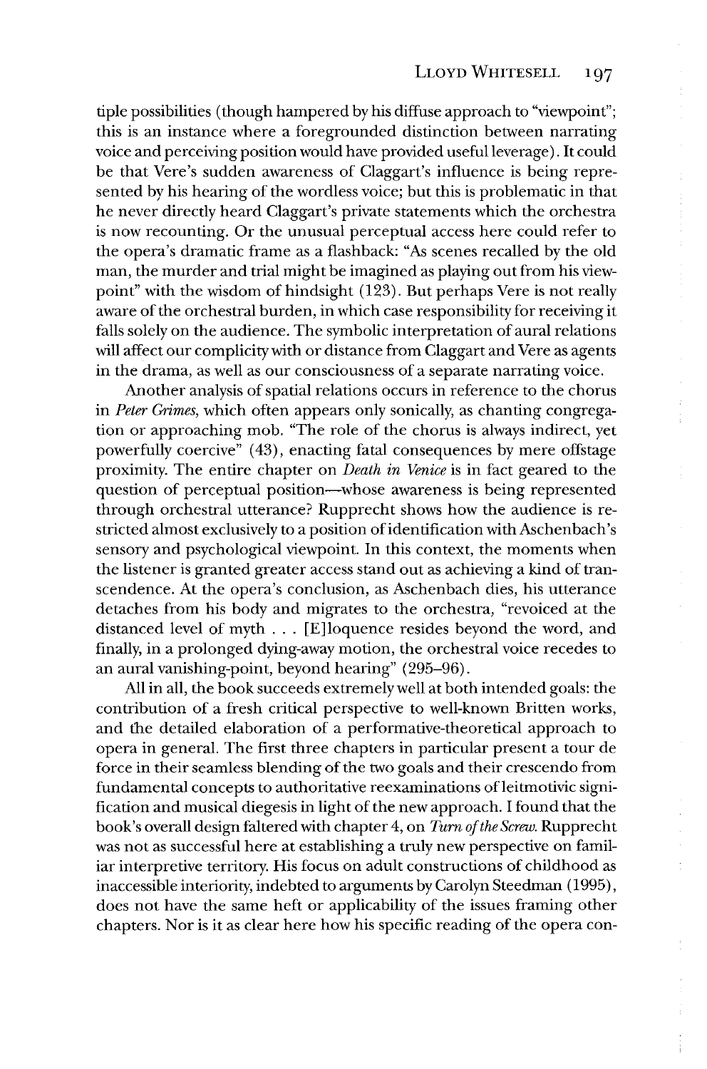tiple possibilities (though hampered by his diffuse approach to "viewpoint"; this is an instance where a foregrounded distinction between narrating voice and perceiving position would have provided useful leverage). It could be that Vere's sudden awareness of Claggart's influence is being represented by his hearing of the wordless voice; but this is problematic in that he never directly heard Claggart's private statements which the orchestra is now recounting. Or the unusual perceptual access here could refer to the opera's dramatic frame as a flashback: "As scenes recalled by the old man, the murder and trial might be imagined as playing out from his viewpoint" with the wisdom of hindsight (123). But perhaps Vere is not really aware of the orchestral burden, in which case responsibility for receiving it falls solely on the audience. The symbolic interpretation of aural relations will affect our complicity with or distance from Claggart and Vere as agents in the drama, as well as our consciousness of a separate narrating voice.

Another analysis of spatial relations occurs in reference to the chorus in *Peter Grimes*, which often appears only sonically, as chanting congregation or approaching mob. "The role of the chorus is always indirect, yet powerfully coercive" (43), enacting fatal consequences by mere offstage proximity. The entire chapter on *Death in Venice* is in fact geared to the question of perceptual position—whose awareness is being represented through orchestral utterance? Rupprecht shows how the audience is restricted almost exclusively to a position of identification with Aschenbach's sensory and psychological viewpoint. In this context, the moments when the listener is granted greater access stand out as achieving a kind of transcendence. At the opera's conclusion, as Aschenbach dies, his utterance detaches from his body and migrates to the orchestra, "revoiced at the distanced level of myth . . . [E]loquence resides beyond the word, and finally, in a prolonged dying-away motion, the orchestral voice recedes to an aural vanishing-point, beyond hearing" (295–96).

All in all, the book succeeds extremely well at both intended goals: the contribution of a fresh critical perspective to well-known Britten works, and the detailed elaboration of a performative-theoretical approach to opera in general. The first three chapters in particular present a tour de force in their seamless blending of the two goals and their crescendo from fundamental concepts to authoritative reexaminations of leitmotivic signification and musical diegesis in light of the new approach. I found that the book's overall design faltered with chapter 4, on *Turn of the Screw*. Rupprecht was not as successful here at establishing a truly new perspective on familiar interpretive territory. His focus on adult constructions of childhood as inaccessible interiority, indebted to arguments by Carolyn Steedman (1995), does not have the same heft or applicability of the issues framing other chapters. Nor is it as clear here how his specific reading of the opera con-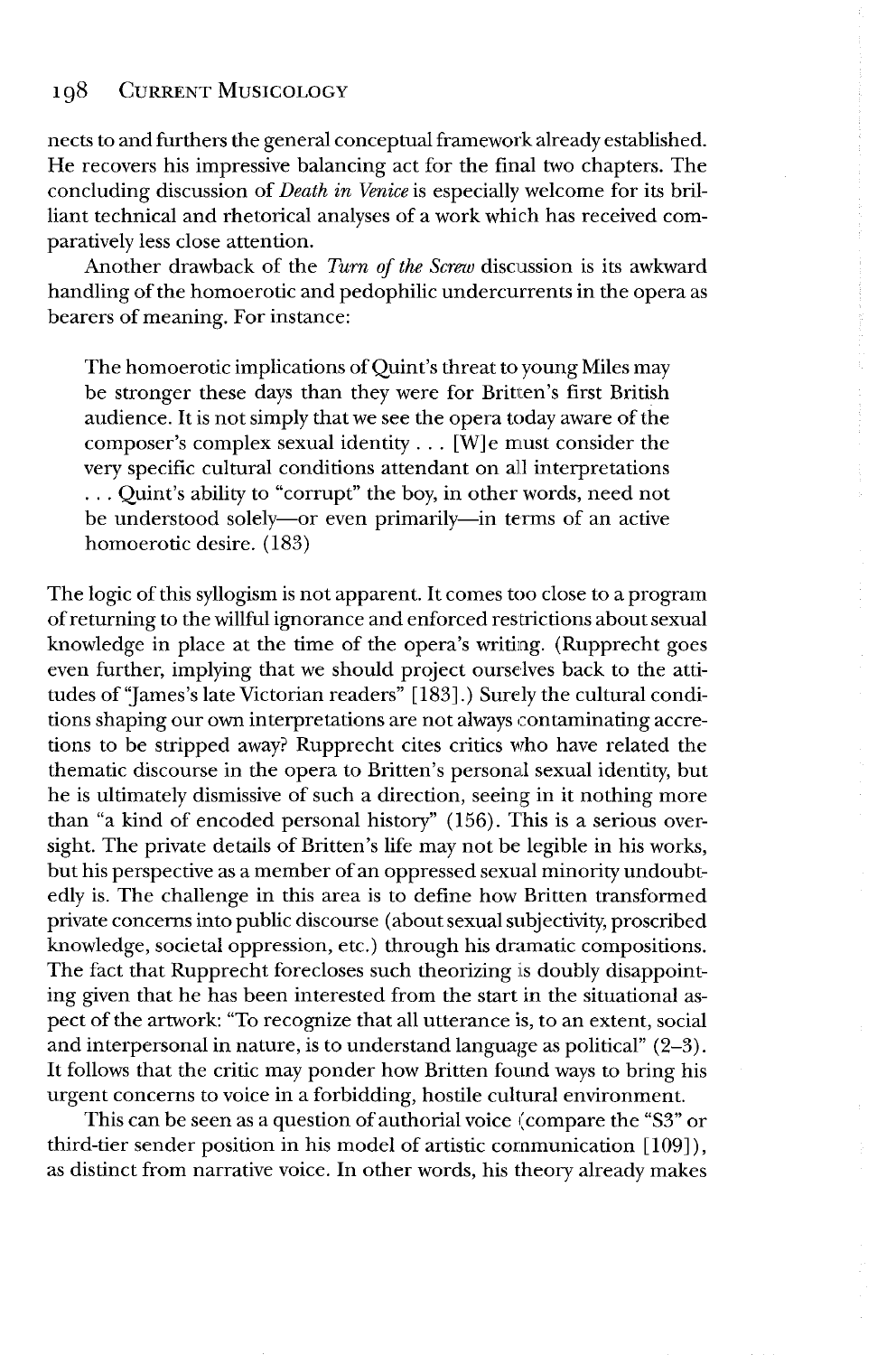nects to and furthers the general conceptual framework already established. He recovers his impressive balancing act for the final two chapters. The concluding discussion of *Death in Venice* is especially welcome for its brilliant technical and rhetorical analyses of a work which has received comparatively less close attention.

Another drawback of the *Turn of the Screw* discussion is its awkward handling of the homoerotic and pedophilic undercurrents in the opera as bearers of meaning. For instance:

> The homoerotic implications of Quint's threat to young Miles may be stronger these days than they were for Britten's first British audience. It is not simply that we see the opera today aware of the composer's complex sexual identity . . . [W]e must consider the very specific cultural conditions attendant on all interpretations . . . Quint's ability to "corrupt" the boy, in other words, need not be understood solely—or even primarily—in terms of an active homoerotic desire. (183)

The logic of this syllogism is not apparent. It comes too close to a program of returning to the willful ignorance and enforced restrictions about sexual knowledge in place at the time of the opera's writing. (Rupprecht goes even further, implying that we should project ourselves back to the attitudes of "James's late Victorian readers" [183].) Surely the cultural conditions shaping our own interpretations are not always contaminating accretions to be stripped away? Rupprecht cites critics who have related the thematic discourse in the opera to Britten's personal sexual identity, but he is ultimately dismissive of such a direction, seeing in it nothing more than "a kind of encoded personal history" (156). This is a serious oversight. The private details of Britten's life may not be legible in his works, but his perspective as a member of an oppressed sexual minority undoubtedly is. The challenge in this area is to define how Britten transformed private concerns into public discourse (about sexual subjectivity, proscribed knowledge, societal oppression, etc.) through his dramatic compositions. The fact that Rupprecht forecloses such theorizing is doubly disappointing given that he has been interested from the start in the situational aspect of the artwork: "To recognize that all utterance is, to an extent, social and interpersonal in nature, is to understand language as political" (2–3). It follows that the critic may ponder how Britten found ways to bring his urgent concerns to voice in a forbidding, hostile cultural environment.

This can be seen as a question of authorial voice (compare the "S3" or third-tier sender position in his model of artistic communication [109]), as distinct from narrative voice. In other words, his theory already makes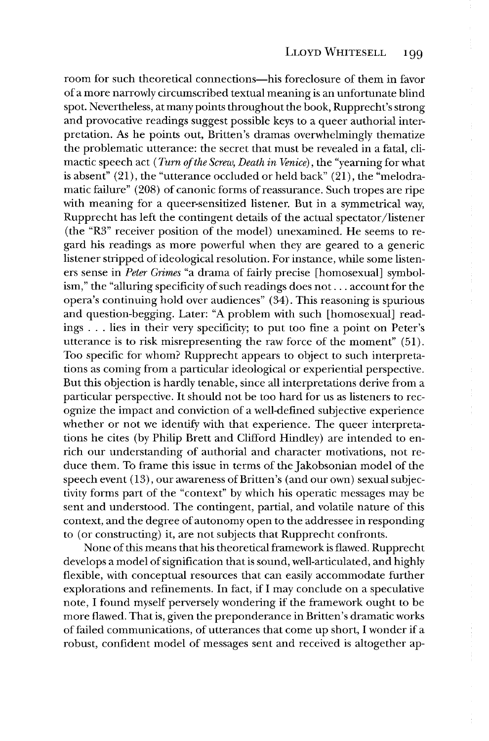room for such theoretical connections—his foreclosure of them in favor of a more narrowly circumscribed textual meaning is an unfortunate blind spot. Nevertheless, at many points throughout the book, Rupprecht's strong and provocative readings suggest possible keys to a queer authorial interpretation. As he points out, Britten's dramas overwhelmingly thematize the problematic utterance: the secret that must be revealed in a fatal, climactic speech act (*Turn of the Screw, Death in Venice*), the "yearning for what is absent" (21), the "utterance occluded or held back" (21), the "melodramatic failure" (208) of canonic forms of reassurance. Such tropes are ripe with meaning for a queer-sensitized listener. But in a symmetrical way, Rupprecht has left the contingent details of the actual spectator/listener (the "R3" receiver position of the model) unexamined. He seems to regard his readings as more powerful when they are geared to a generic listener stripped of ideological resolution. For instance, while some listeners sense in *Peter Grimes* "a drama of fairly precise [homosexual] symbolism," the "alluring specificity of such readings does not . . . account for the opera's continuing hold over audiences" (34). This reasoning is spurious and question-begging. Later: "A problem with such [homosexual] readings . . . lies in their very specificity; to put too fine a point on Peter's utterance is to risk misrepresenting the raw force of the moment" (51). Too specific for whom? Rupprecht appears to object to such interpretations as coming from a particular ideological or experiential perspective. But this objection is hardly tenable, since all interpretations derive from a particular perspective. It should not be too hard for us as listeners to recognize the impact and conviction of a well-defined subjective experience whether or not we identify with that experience. The queer interpretations he cites (by Philip Brett and Clifford Hindley) are intended to enrich our understanding of authorial and character motivations, not reduce them. To frame this issue in terms of the Jakobsonian model of the speech event (13), our awareness of Britten's (and our own) sexual subjectivity forms part of the "context" by which his operatic messages may be sent and understood. The contingent, partial, and volatile nature of this context, and the degree of autonomy open to the addressee in responding to (or constructing) it, are not subjects that Rupprecht confronts.

None of this means that his theoretical framework is flawed. Rupprecht develops a model of signification that is sound, well-articulated, and highly flexible, with conceptual resources that can easily accommodate further explorations and refinements. In fact, if I may conclude on a speculative note, I found myself perversely wondering if the framework ought to be more flawed. That is, given the preponderance in Britten's dramatic works of failed communications, of utterances that come up short, I wonder if a robust, confident model of messages sent and received is altogether ap-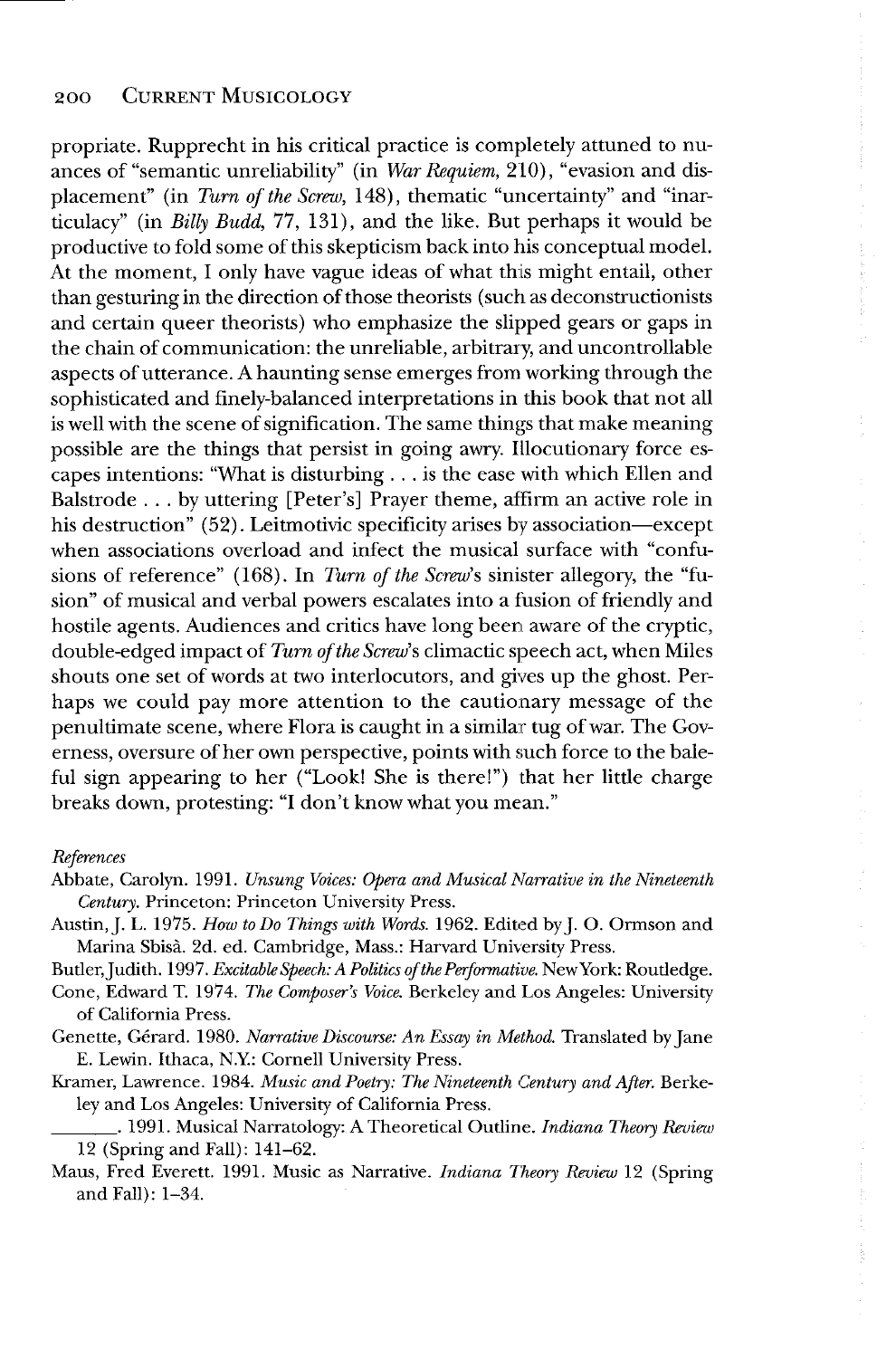propriate. Rupprecht in his critical practice is completely attuned to nuances of "semantic unreliability" (in *War Requiem,* 210), "evasion and displacement" (in *Turn of the Screw,* 148), thematic "uncertainty" and "inarticulacy" (in *Billy Budd,* 77, 131), and the like. But perhaps it would be productive to fold some of this skepticism back into his conceptual model. At the moment, I only have vague ideas of what this might entail, other than gesturing in the direction of those theorists (such as deconstructionists and certain queer theorists) who emphasize the slipped gears or gaps in the chain of communication: the unreliable, arbitrary, and uncontrollable aspects of utterance. A haunting sense emerges from working through the sophisticated and finely-balanced interpretations in this book that not all is well with the scene of signification. The same things that make meaning possible are the things that persist in going awry. Illocutionary force escapes intentions: "What is disturbing . . . is the ease with which Ellen and Balstrode . . . by uttering [Peter's] Prayer theme, affirm an active role in his destruction" (52). Leitmotivic specificity arises by association—except when associations overload and infect the musical surface with "confusions of reference" (168). In *Turn of the Screw*'s sinister allegory, the "fusion" of musical and verbal powers escalates into a fusion of friendly and hostile agents. Audiences and critics have long been aware of the cryptic, double-edged impact of *Turn of the Screw*'s climactic speech act, when Miles shouts one set of words at two interlocutors, and gives up the ghost. Perhaps we could pay more attention to the cautionary message of the penultimate scene, where Flora is caught in a similar tug of war. The Governess, oversure of her own perspective, points with such force to the baleful sign appearing to her ("Look! She is there!") that her little charge breaks down, protesting: "I don't know what you mean."

*References*

Abbate, Carolyn. 1991. *Unsung Voices: Opera and Musical Narrative in the Nineteenth Century.* Princeton: Princeton University Press.

Austin, J. L. 1975. *How to Do Things with Words.* 1962. Edited by J. O. Ormson and Marina Sbisà. 2d. ed. Cambridge, Mass.: Harvard University Press.

Butler, Judith. 1997. *Excitable Speech: A Politics of the Performative.* New York: Routledge.

Cone, Edward T. 1974. *The Composer's Voice.* Berkeley and Los Angeles: University of California Press.

Genette, Gérard. 1980. *Narrative Discourse: An Essay in Method.* Translated by Jane E. Lewin. Ithaca, N.Y.: Cornell University Press.

Kramer, Lawrence. 1984. *Music and Poetry: The Nineteenth Century and After.* Berkeley and Los Angeles: University of California Press.

\_\_\_\_\_\_\_. 1991. Musical Narratology: A Theoretical Outline. *Indiana Theory Review* 12 (Spring and Fall): 141–62.

Maus, Fred Everett. 1991. Music as Narrative. *Indiana Theory Review* 12 (Spring and Fall): 1–34.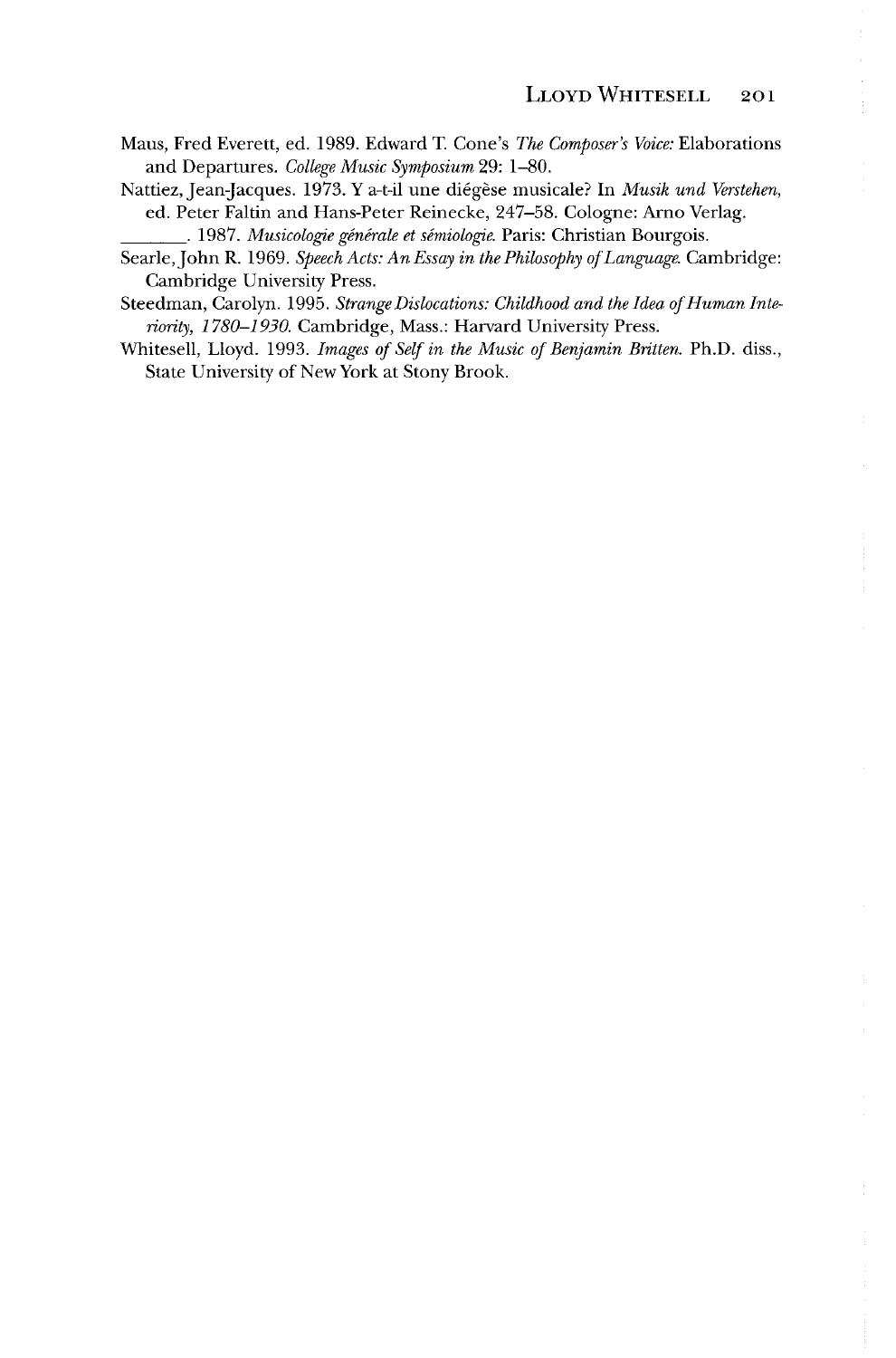Maus, Fred Everett, ed. 1989. Edward T. Cone's *The Composer's Voice:* Elaborations and Departures. *College Music Symposium* 29: 1–80.

Nattiez, Jean-Jacques. 1973. Y a-t-il une diégèse musicale? In *Musik und Verstehen,* ed. Peter Faltin and Hans-Peter Reinecke, 247–58. Cologne: Arno Verlag.

———. 1987. *Musicologie générale et sémiologie.* Paris: Christian Bourgois.

Searle, John R. 1969. *Speech Acts: An Essay in the Philosophy of Language.* Cambridge: Cambridge University Press.

Steedman, Carolyn. 1995. *Strange Dislocations: Childhood and the Idea of Human Interiority, 1780–1930.* Cambridge, Mass.: Harvard University Press.

Whitesell, Lloyd. 1993. *Images of Self in the Music of Benjamin Britten.* Ph.D. diss., State University of New York at Stony Brook.